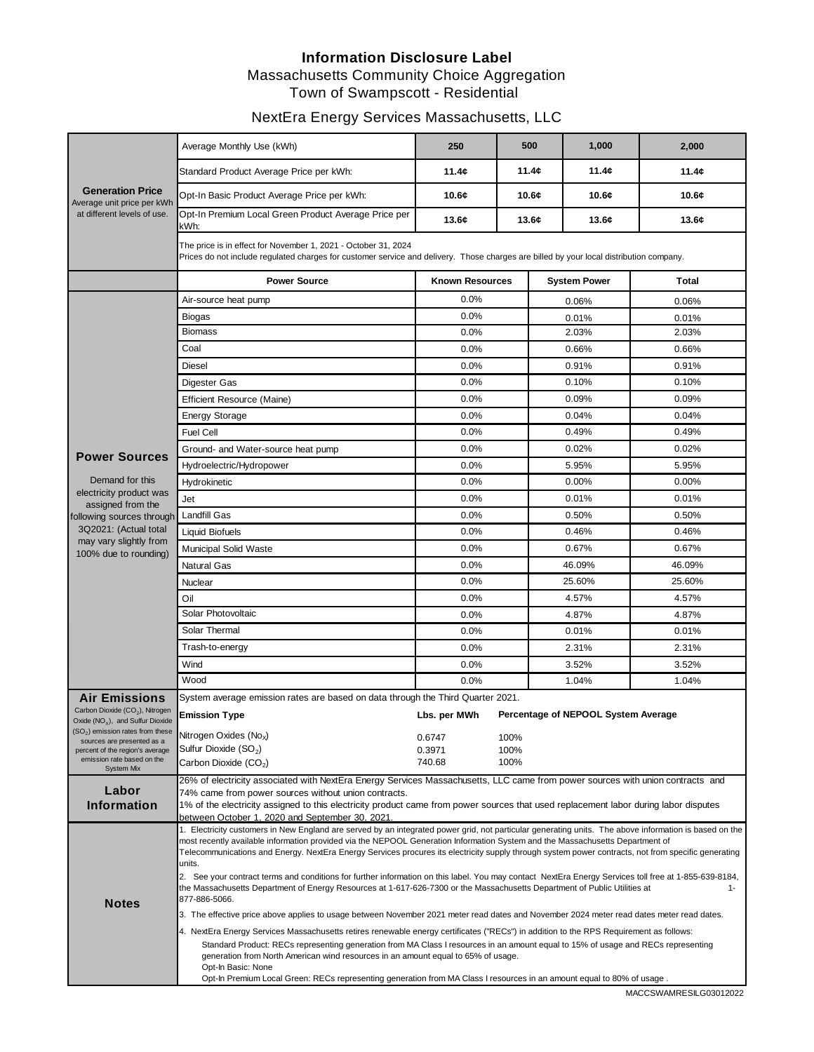# Information Disclosure Label

## Massachusetts Community Choice Aggregation

## Town of Swampscott - Residential

## NextEra Energy Services Massachusetts, LLC

### Generation Price

Average unit price per kWh at different levels of use.

| Average Monthly Use (kWh) | 250 | 500 | 1,000 | 2,000 |
|---|---|---|---|---|
| Standard Product Average Price per kWh: | **11.4¢** | **11.4¢** | **11.4¢** | **11.4¢** |
| Opt-In Basic Product Average Price per kWh: | **10.6¢** | **10.6¢** | **10.6¢** | **10.6¢** |
| Opt-In Premium Local Green Product Average Price per kWh: | **13.6¢** | **13.6¢** | **13.6¢** | **13.6¢** |

The price is in effect for November 1, 2021 - October 31, 2024
Prices do not include regulated charges for customer service and delivery. Those charges are billed by your local distribution company.

### Power Sources

Demand for this electricity product was assigned from the following sources through 3Q2021: (Actual total may vary slightly from 100% due to rounding)

| Power Source | Known Resources | System Power | Total |
|---|---|---|---|
| Air-source heat pump | 0.0% | 0.06% | 0.06% |
| Biogas | 0.0% | 0.01% | 0.01% |
| Biomass | 0.0% | 2.03% | 2.03% |
| Coal | 0.0% | 0.66% | 0.66% |
| Diesel | 0.0% | 0.91% | 0.91% |
| Digester Gas | 0.0% | 0.10% | 0.10% |
| Efficient Resource (Maine) | 0.0% | 0.09% | 0.09% |
| Energy Storage | 0.0% | 0.04% | 0.04% |
| Fuel Cell | 0.0% | 0.49% | 0.49% |
| Ground- and Water-source heat pump | 0.0% | 0.02% | 0.02% |
| Hydroelectric/Hydropower | 0.0% | 5.95% | 5.95% |
| Hydrokinetic | 0.0% | 0.00% | 0.00% |
| Jet | 0.0% | 0.01% | 0.01% |
| Landfill Gas | 0.0% | 0.50% | 0.50% |
| Liquid Biofuels | 0.0% | 0.46% | 0.46% |
| Municipal Solid Waste | 0.0% | 0.67% | 0.67% |
| Natural Gas | 0.0% | 46.09% | 46.09% |
| Nuclear | 0.0% | 25.60% | 25.60% |
| Oil | 0.0% | 4.57% | 4.57% |
| Solar Photovoltaic | 0.0% | 4.87% | 4.87% |
| Solar Thermal | 0.0% | 0.01% | 0.01% |
| Trash-to-energy | 0.0% | 2.31% | 2.31% |
| Wind | 0.0% | 3.52% | 3.52% |
| Wood | 0.0% | 1.04% | 1.04% |

### Air Emissions

Carbon Dioxide ($CO_2$), Nitrogen Oxide ($NO_x$), and Sulfur Dioxide ($SO_2$) emission rates from these sources are presented as a percent of the region's average emission rate based on the System Mix

System average emission rates are based on data through the Third Quarter 2021.

| Emission Type | Lbs. per MWh | Percentage of NEPOOL System Average |
|---|---|---|
| Nitrogen Oxides ($No_X$) | 0.6747 | 100% |
| Sulfur Dioxide ($SO_2$) | 0.3971 | 100% |
| Carbon Dioxide ($CO_2$) | 740.68 | 100% |

### Labor Information

26% of electricity associated with NextEra Energy Services Massachusetts, LLC came from power sources with union contracts and 74% came from power sources without union contracts.
1% of the electricity assigned to this electricity product came from power sources that used replacement labor during labor disputes between October 1, 2020 and September 30, 2021.

### Notes

1. Electricity customers in New England are served by an integrated power grid, not particular generating units. The above information is based on the most recently available information provided via the NEPOOL Generation Information System and the Massachusetts Department of Telecommunications and Energy. NextEra Energy Services procures its electricity supply through system power contracts, not from specific generating units.
2. See your contract terms and conditions for further information on this label. You may contact NextEra Energy Services toll free at 1-855-639-8184, the Massachusetts Department of Energy Resources at 1-617-626-7300 or the Massachusetts Department of Public Utilities at 1-877-886-5066.
3. The effective price above applies to usage between November 2021 meter read dates and November 2024 meter read dates meter read dates.
4. NextEra Energy Services Massachusetts retires renewable energy certificates ("RECs") in addition to the RPS Requirement as follows:
   - Standard Product: RECs representing generation from MA Class I resources in an amount equal to 15% of usage and RECs representing generation from North American wind resources in an amount equal to 65% of usage.
   - Opt-In Basic: None
   - Opt-In Premium Local Green: RECs representing generation from MA Class I resources in an amount equal to 80% of usage .

MACCSWAMRESILG03012022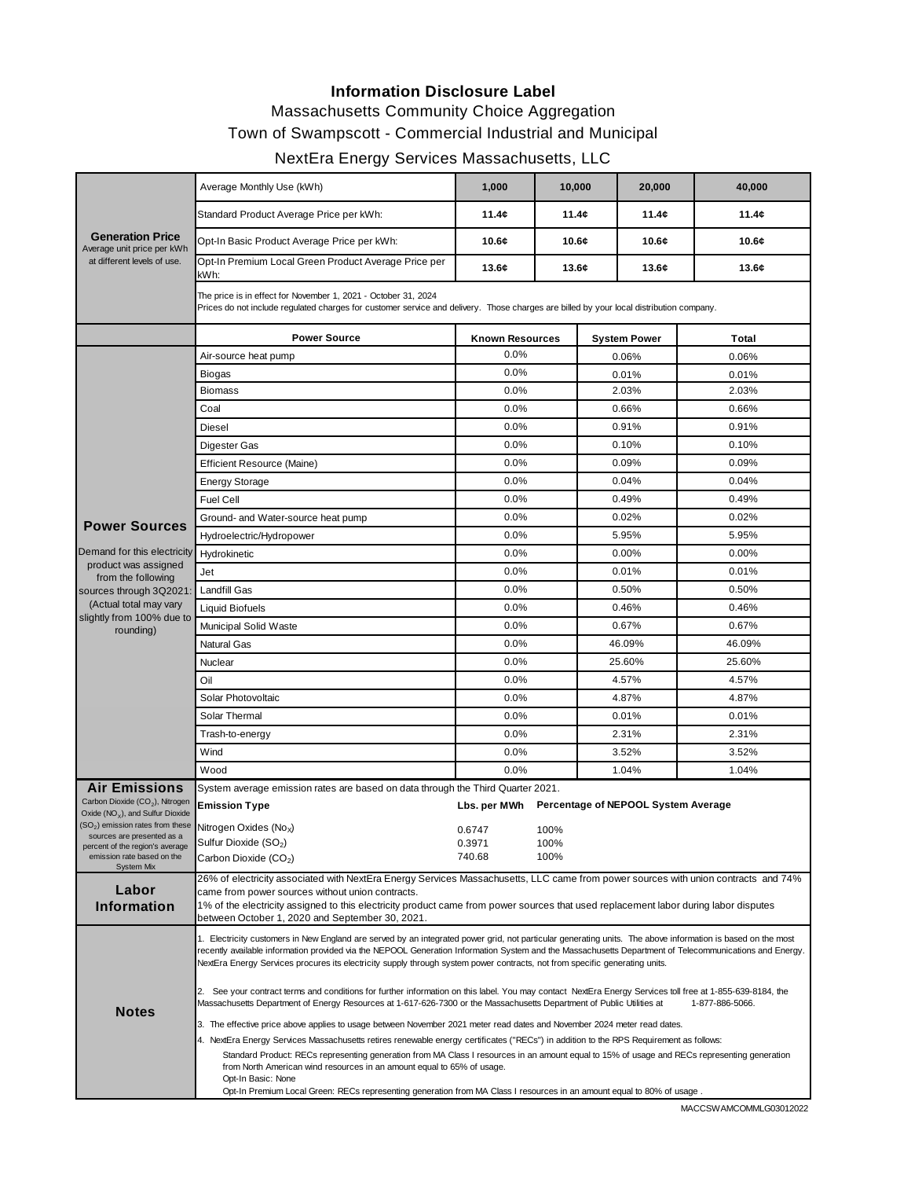# Information Disclosure Label

Massachusetts Community Choice Aggregation

Town of Swampscott - Commercial Industrial and Municipal

NextEra Energy Services Massachusetts, LLC

| | | | | | |
|---|---|---|---|---|---|
| **Generation Price** Average unit price per kWh at different levels of use. | Average Monthly Use (kWh) | **1,000** | **10,000** | **20,000** | **40,000** |
| | Standard Product Average Price per kWh: | **11.4¢** | **11.4¢** | **11.4¢** | **11.4¢** |
| | Opt-In Basic Product Average Price per kWh: | **10.6¢** | **10.6¢** | **10.6¢** | **10.6¢** |
| | Opt-In Premium Local Green Product Average Price per kWh: | **13.6¢** | **13.6¢** | **13.6¢** | **13.6¢** |
| | The price is in effect for November 1, 2021 - October 31, 2024<br>Prices do not include regulated charges for customer service and delivery. Those charges are billed by your local distribution company. | | | | |

| | **Power Source** | **Known Resources** | **System Power** | **Total** |
|---|---|---|---|---|
| **Power Sources** Demand for this electricity product was assigned from the following sources through 3Q2021: (Actual total may vary slightly from 100% due to rounding) | Air-source heat pump | 0.0% | 0.06% | 0.06% |
| | Biogas | 0.0% | 0.01% | 0.01% |
| | Biomass | 0.0% | 2.03% | 2.03% |
| | Coal | 0.0% | 0.66% | 0.66% |
| | Diesel | 0.0% | 0.91% | 0.91% |
| | Digester Gas | 0.0% | 0.10% | 0.10% |
| | Efficient Resource (Maine) | 0.0% | 0.09% | 0.09% |
| | Energy Storage | 0.0% | 0.04% | 0.04% |
| | Fuel Cell | 0.0% | 0.49% | 0.49% |
| | Ground- and Water-source heat pump | 0.0% | 0.02% | 0.02% |
| | Hydroelectric/Hydropower | 0.0% | 5.95% | 5.95% |
| | Hydrokinetic | 0.0% | 0.00% | 0.00% |
| | Jet | 0.0% | 0.01% | 0.01% |
| | Landfill Gas | 0.0% | 0.50% | 0.50% |
| | Liquid Biofuels | 0.0% | 0.46% | 0.46% |
| | Municipal Solid Waste | 0.0% | 0.67% | 0.67% |
| | Natural Gas | 0.0% | 46.09% | 46.09% |
| | Nuclear | 0.0% | 25.60% | 25.60% |
| | Oil | 0.0% | 4.57% | 4.57% |
| | Solar Photovoltaic | 0.0% | 4.87% | 4.87% |
| | Solar Thermal | 0.0% | 0.01% | 0.01% |
| | Trash-to-energy | 0.0% | 2.31% | 2.31% |
| | Wind | 0.0% | 3.52% | 3.52% |
| | Wood | 0.0% | 1.04% | 1.04% |

**Air Emissions**

Carbon Dioxide ($CO_2$), Nitrogen Oxide ($NO_X$), and Sulfur Dioxide ($SO_2$) emission rates from these sources are presented as a percent of the region's average emission rate based on the System Mix

System average emission rates are based on data through the Third Quarter 2021.

| **Emission Type** | **Lbs. per MWh** | **Percentage of NEPOOL System Average** |
|---|---|---|
| Nitrogen Oxides ($No_X$) | 0.6747 | 100% |
| Sulfur Dioxide ($SO_2$) | 0.3971 | 100% |
| Carbon Dioxide ($CO_2$) | 740.68 | 100% |

**Labor Information**

26% of electricity associated with NextEra Energy Services Massachusetts, LLC came from power sources with union contracts and 74% came from power sources without union contracts.

1% of the electricity assigned to this electricity product came from power sources that used replacement labor during labor disputes between October 1, 2020 and September 30, 2021.

**Notes**

1. Electricity customers in New England are served by an integrated power grid, not particular generating units. The above information is based on the most recently available information provided via the NEPOOL Generation Information System and the Massachusetts Department of Telecommunications and Energy. NextEra Energy Services procures its electricity supply through system power contracts, not from specific generating units.
2. See your contract terms and conditions for further information on this label. You may contact NextEra Energy Services toll free at 1-855-639-8184, the Massachusetts Department of Energy Resources at 1-617-626-7300 or the Massachusetts Department of Public Utilities at 1-877-886-5066.
3. The effective price above applies to usage between November 2021 meter read dates and November 2024 meter read dates.
4. NextEra Energy Services Massachusetts retires renewable energy certificates ("RECs") in addition to the RPS Requirement as follows:

   Standard Product: RECs representing generation from MA Class I resources in an amount equal to 15% of usage and RECs representing generation from North American wind resources in an amount equal to 65% of usage.

   Opt-In Basic: None

   Opt-In Premium Local Green: RECs representing generation from MA Class I resources in an amount equal to 80% of usage .

MACCSWAMCOMMLG03012022